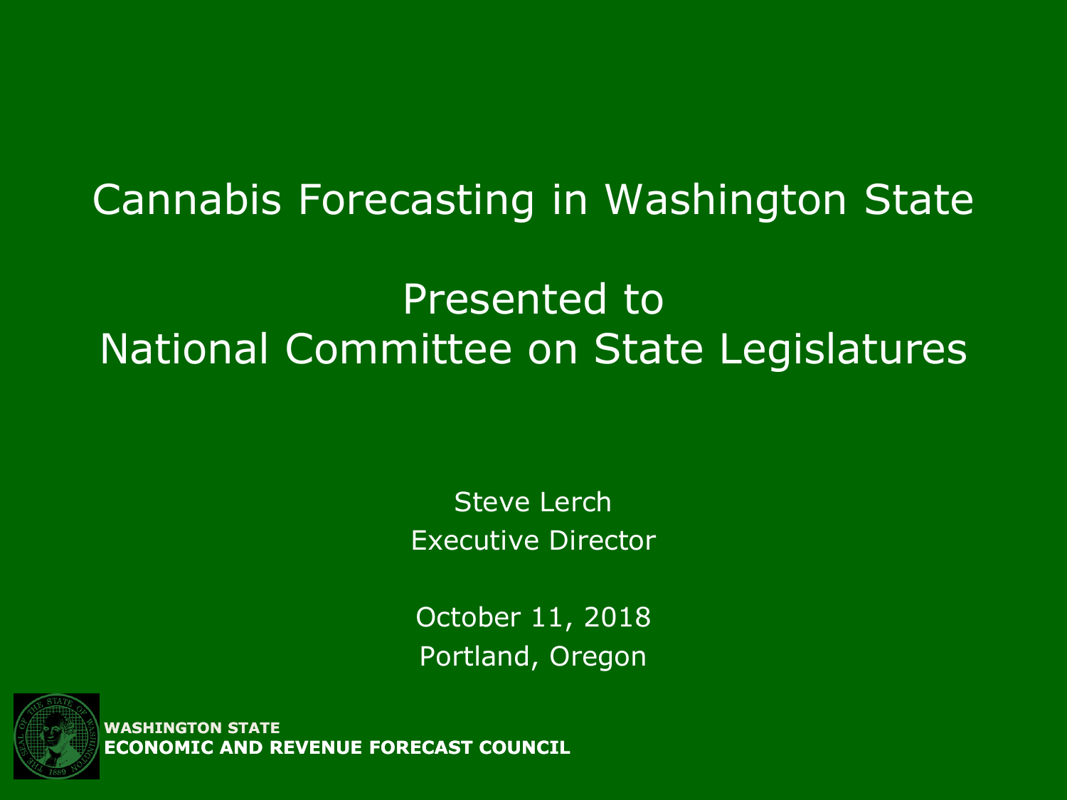# Cannabis Forecasting in Washington State

## Presented to
## National Committee on State Legislatures

Steve Lerch
Executive Director

October 11, 2018
Portland, Oregon

**WASHINGTON STATE**
**ECONOMIC AND REVENUE FORECAST COUNCIL**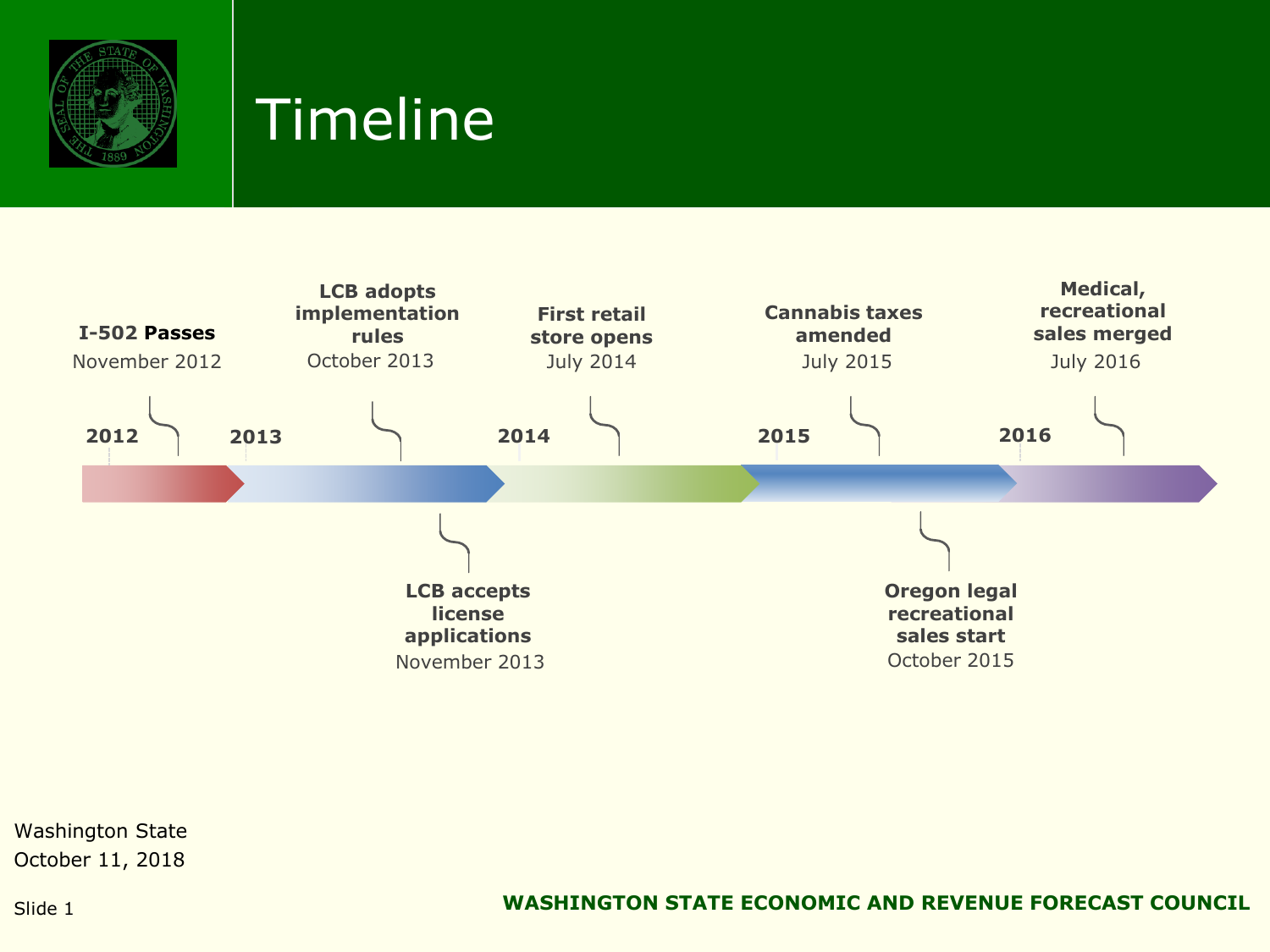# Timeline

**2012** — **I-502 Passes**, November 2012

**2013** — **LCB adopts implementation rules**, October 2013

**LCB accepts license applications**, November 2013

**2014** — **First retail store opens**, July 2014

**2015** — **Cannabis taxes amended**, July 2015

**Oregon legal recreational sales start**, October 2015

**2016** — **Medical, recreational sales merged**, July 2016

Washington State
October 11, 2018

**WASHINGTON STATE ECONOMIC AND REVENUE FORECAST COUNCIL**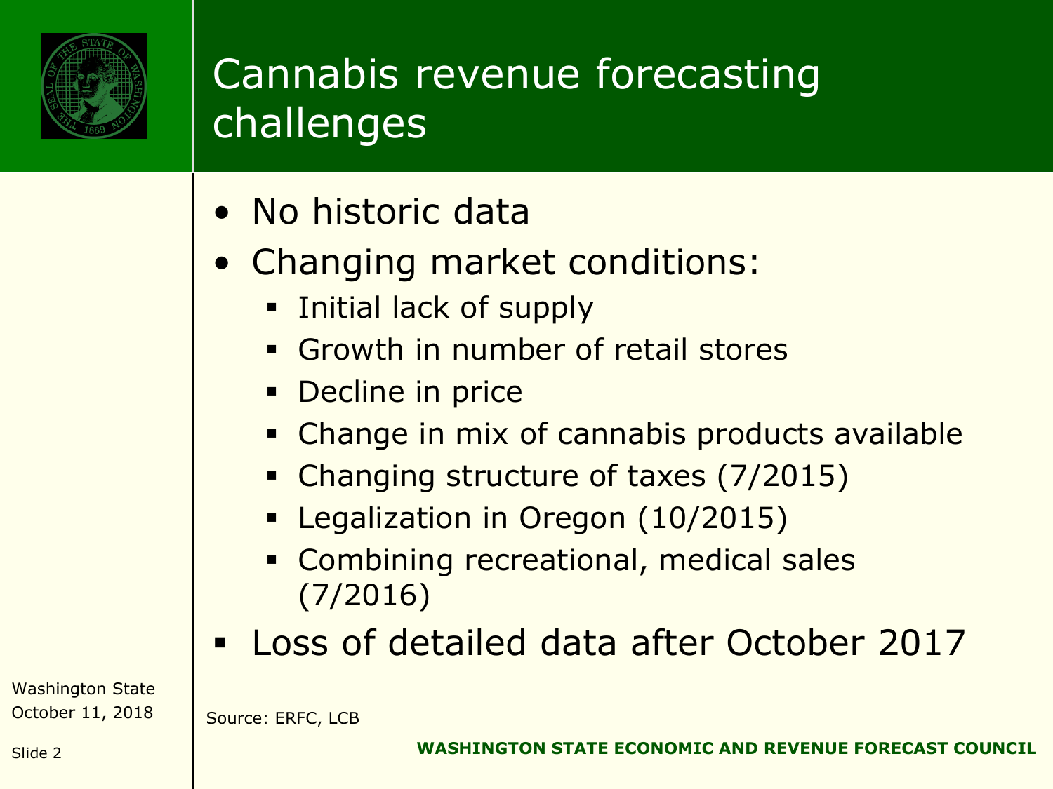# Cannabis revenue forecasting challenges

- No historic data
- Changing market conditions:
  - Initial lack of supply
  - Growth in number of retail stores
  - Decline in price
  - Change in mix of cannabis products available
  - Changing structure of taxes (7/2015)
  - Legalization in Oregon (10/2015)
  - Combining recreational, medical sales (7/2016)
- Loss of detailed data after October 2017

Source: ERFC, LCB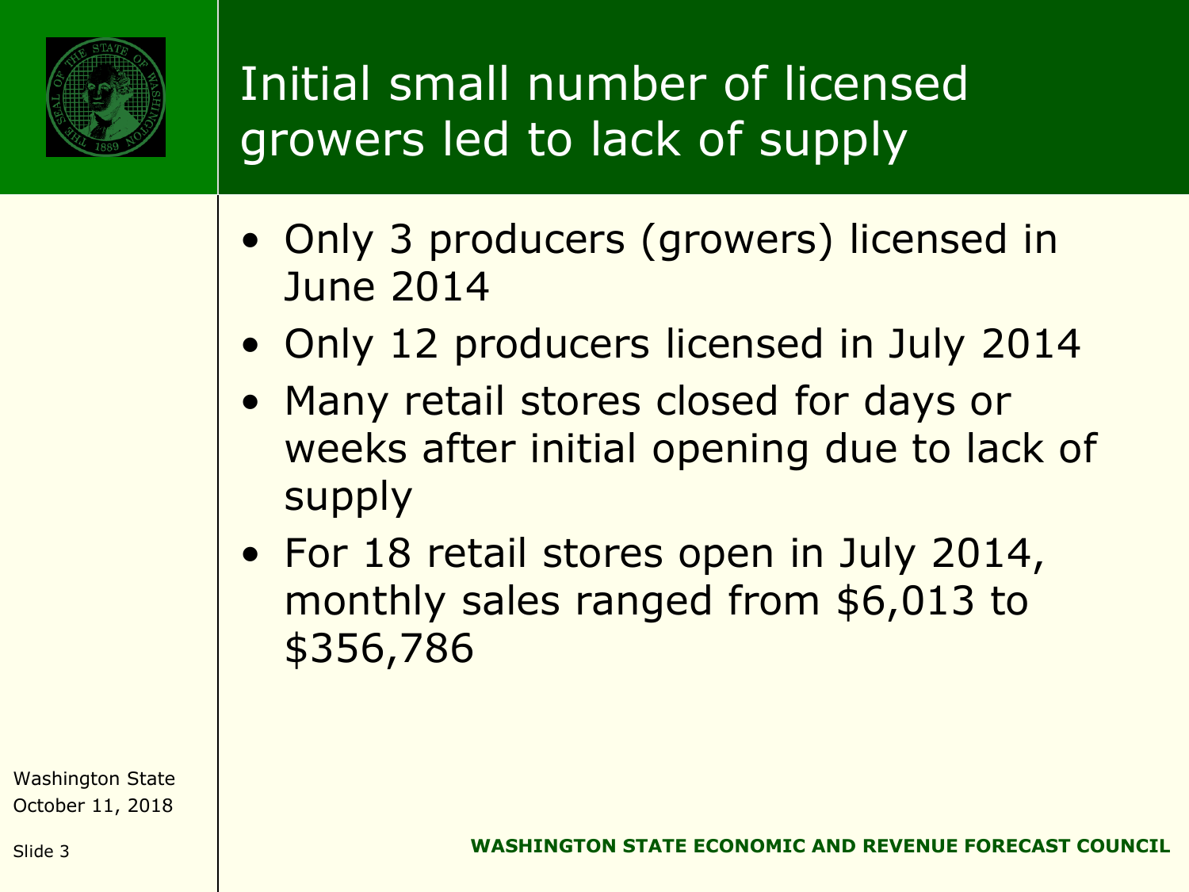# Initial small number of licensed growers led to lack of supply

- Only 3 producers (growers) licensed in June 2014
- Only 12 producers licensed in July 2014
- Many retail stores closed for days or weeks after initial opening due to lack of supply
- For 18 retail stores open in July 2014, monthly sales ranged from $6,013 to $356,786

Washington State
October 11, 2018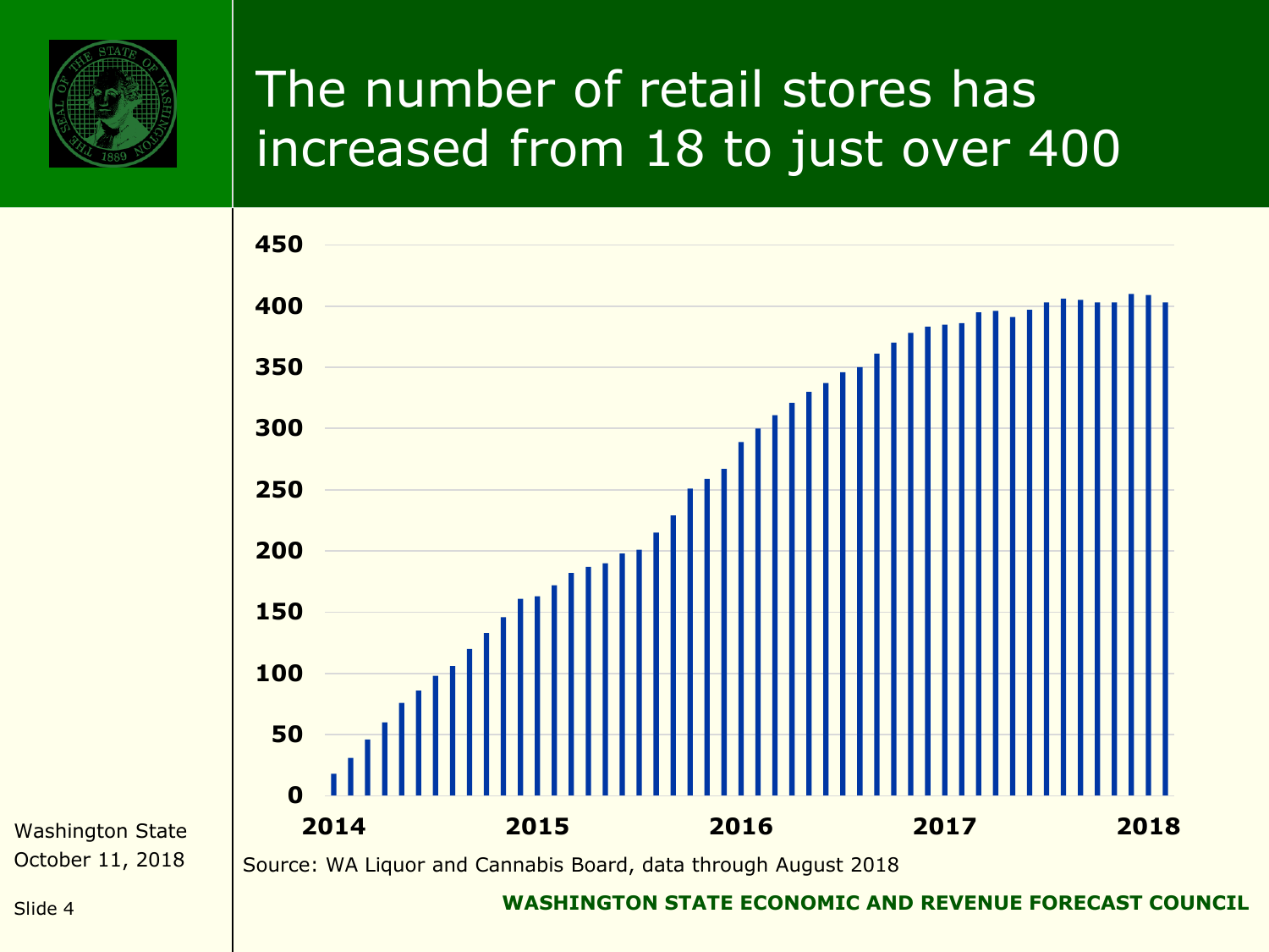# The number of retail stores has increased from 18 to just over 400

450
400
350
300
250
200
150
100
50
0

2014 2015 2016 2017 2018

Source: WA Liquor and Cannabis Board, data through August 2018

Washington State
October 11, 2018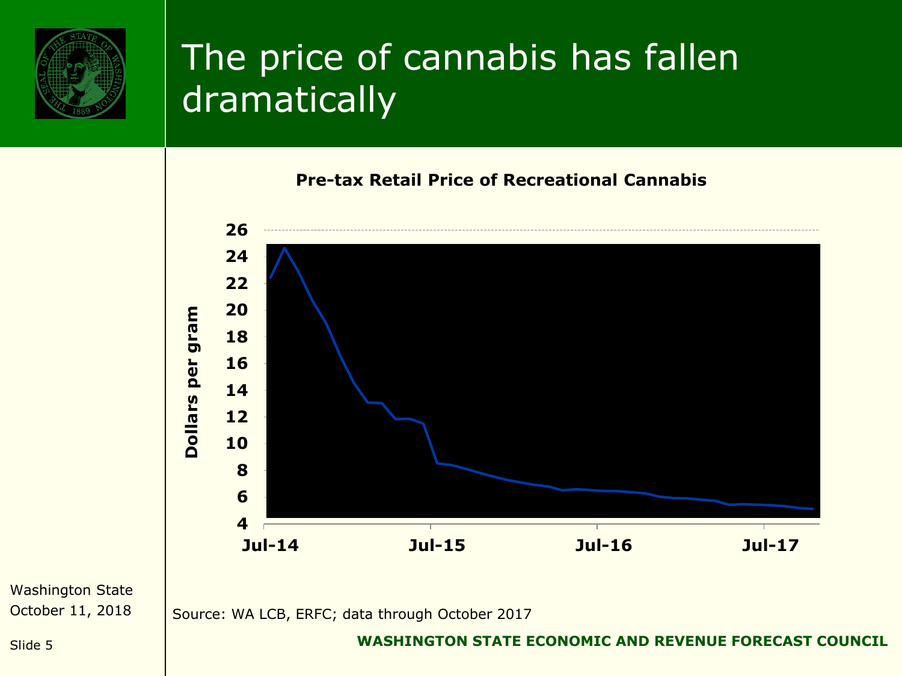# The price of cannabis has fallen dramatically

**Pre-tax Retail Price of Recreational Cannabis**

Dollars per gram

26, 24, 22, 20, 18, 16, 14, 12, 10, 8, 6, 4

Jul-14, Jul-15, Jul-16, Jul-17

Source: WA LCB, ERFC; data through October 2017

Washington State
October 11, 2018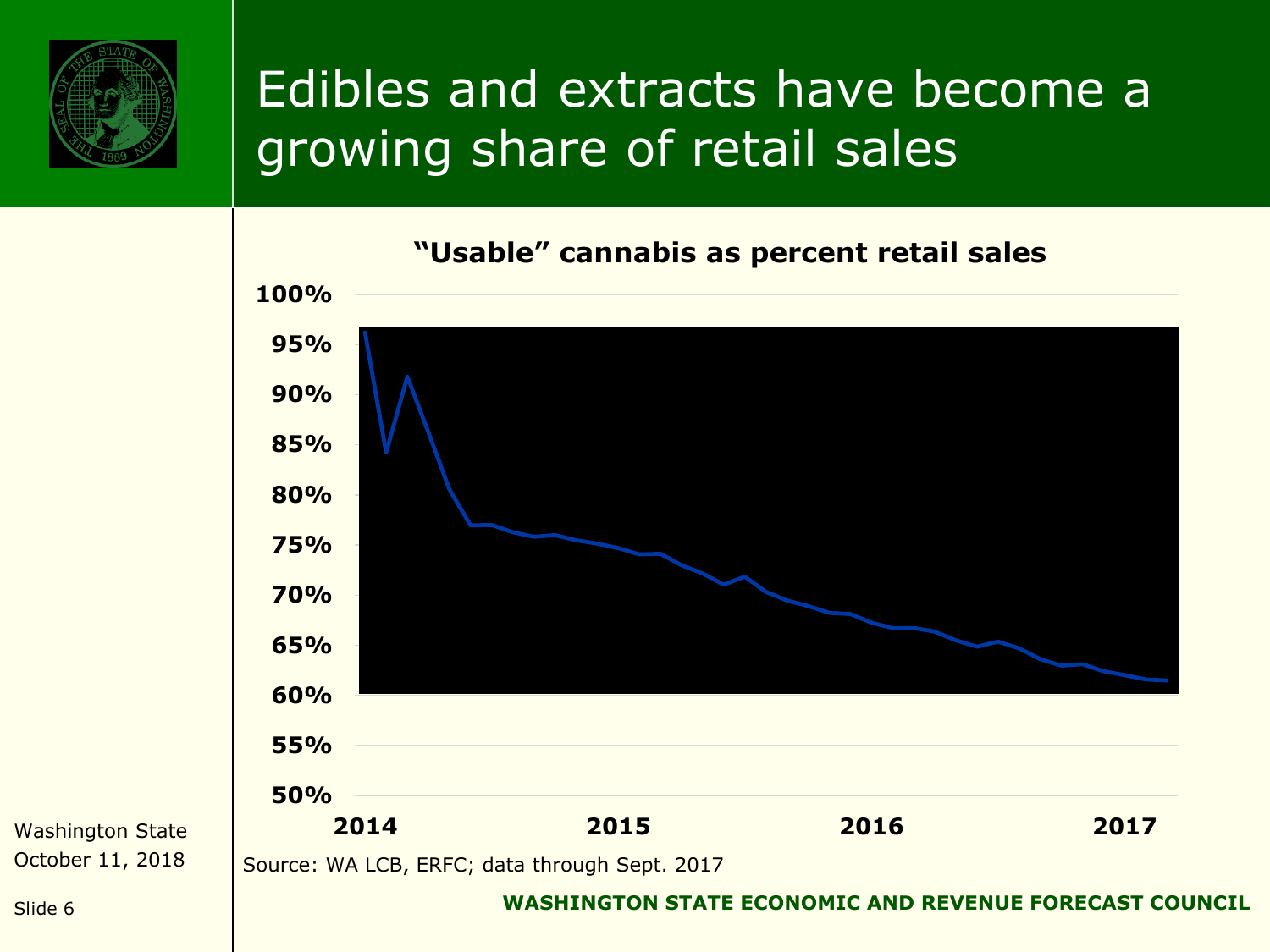# Edibles and extracts have become a growing share of retail sales

**"Usable" cannabis as percent retail sales**

100%
95%
90%
85%
80%
75%
70%
65%
60%
55%
50%

2014 2015 2016 2017

Source: WA LCB, ERFC; data through Sept. 2017

Washington State
October 11, 2018

Slide 6

**WASHINGTON STATE ECONOMIC AND REVENUE FORECAST COUNCIL**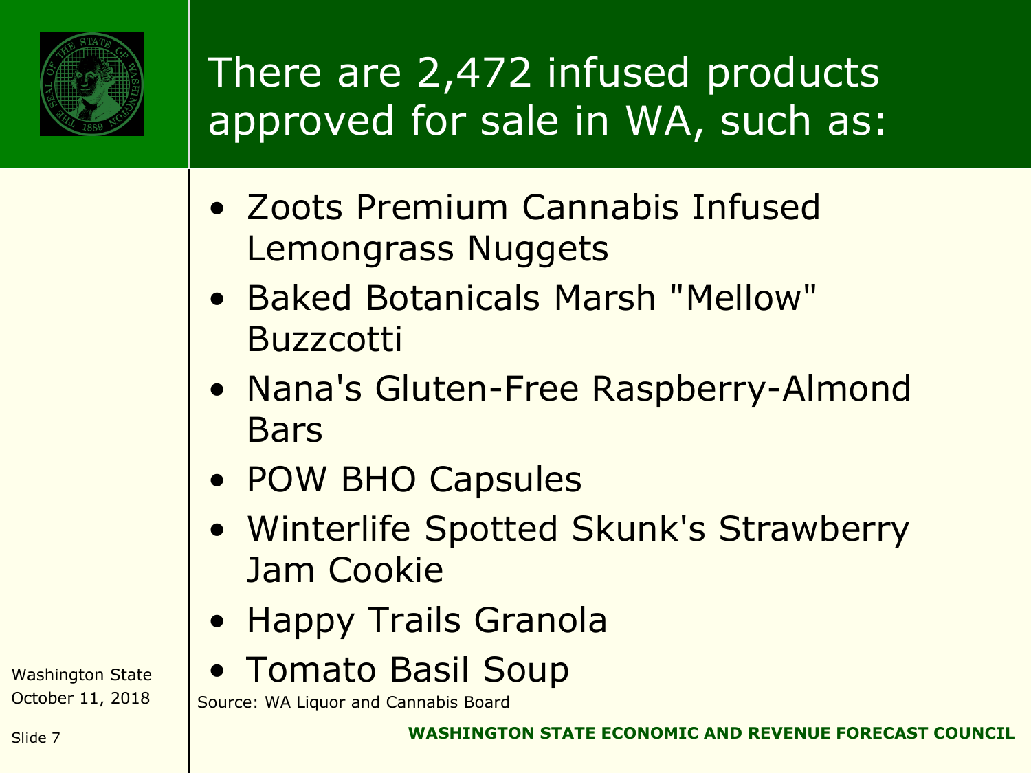# There are 2,472 infused products approved for sale in WA, such as:

- Zoots Premium Cannabis Infused Lemongrass Nuggets
- Baked Botanicals Marsh "Mellow" Buzzcotti
- Nana's Gluten-Free Raspberry-Almond Bars
- POW BHO Capsules
- Winterlife Spotted Skunk's Strawberry Jam Cookie
- Happy Trails Granola
- Tomato Basil Soup

Source: WA Liquor and Cannabis Board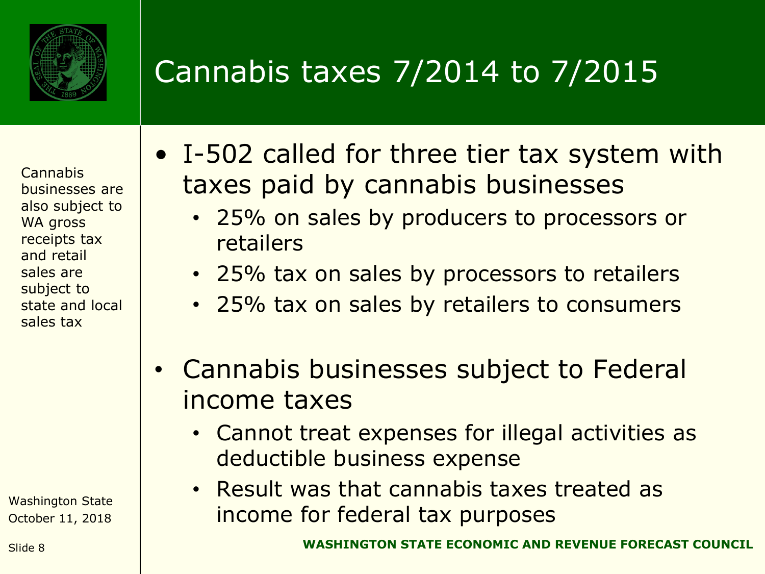# Cannabis taxes 7/2014 to 7/2015

Cannabis businesses are also subject to WA gross receipts tax and retail sales are subject to state and local sales tax

- I-502 called for three tier tax system with taxes paid by cannabis businesses
  - 25% on sales by producers to processors or retailers
  - 25% tax on sales by processors to retailers
  - 25% tax on sales by retailers to consumers
- Cannabis businesses subject to Federal income taxes
  - Cannot treat expenses for illegal activities as deductible business expense
  - Result was that cannabis taxes treated as income for federal tax purposes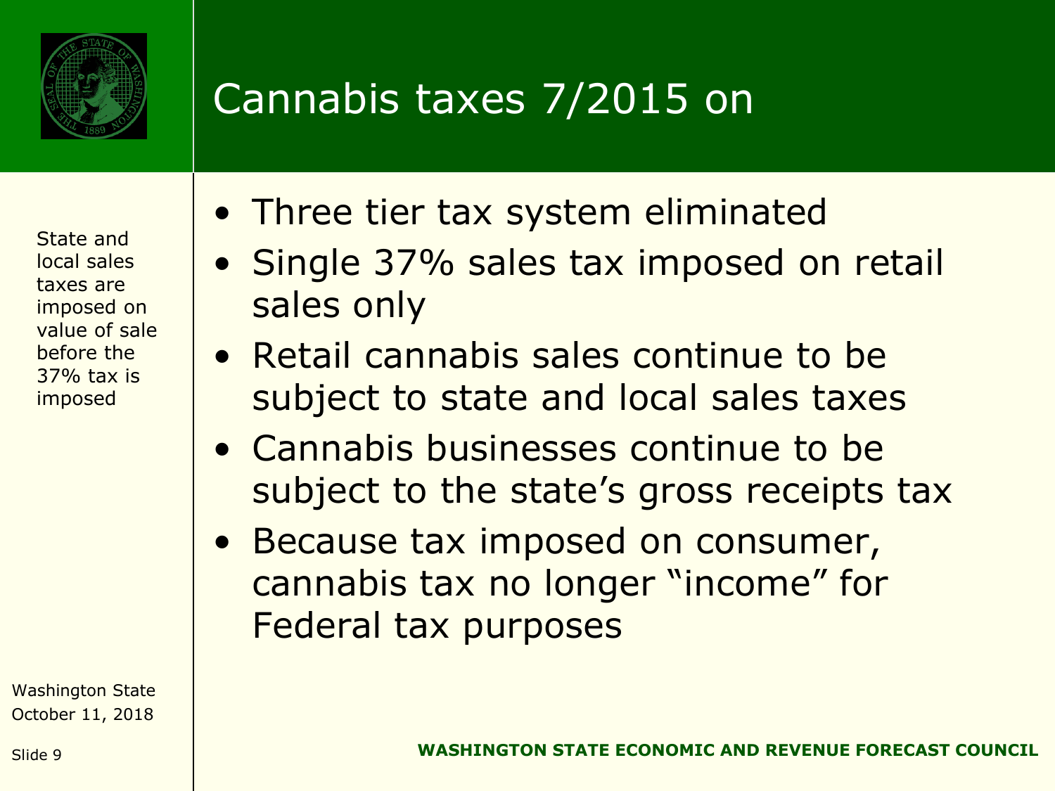# Cannabis taxes 7/2015 on

State and local sales taxes are imposed on value of sale before the 37% tax is imposed

- Three tier tax system eliminated
- Single 37% sales tax imposed on retail sales only
- Retail cannabis sales continue to be subject to state and local sales taxes
- Cannabis businesses continue to be subject to the state's gross receipts tax
- Because tax imposed on consumer, cannabis tax no longer "income" for Federal tax purposes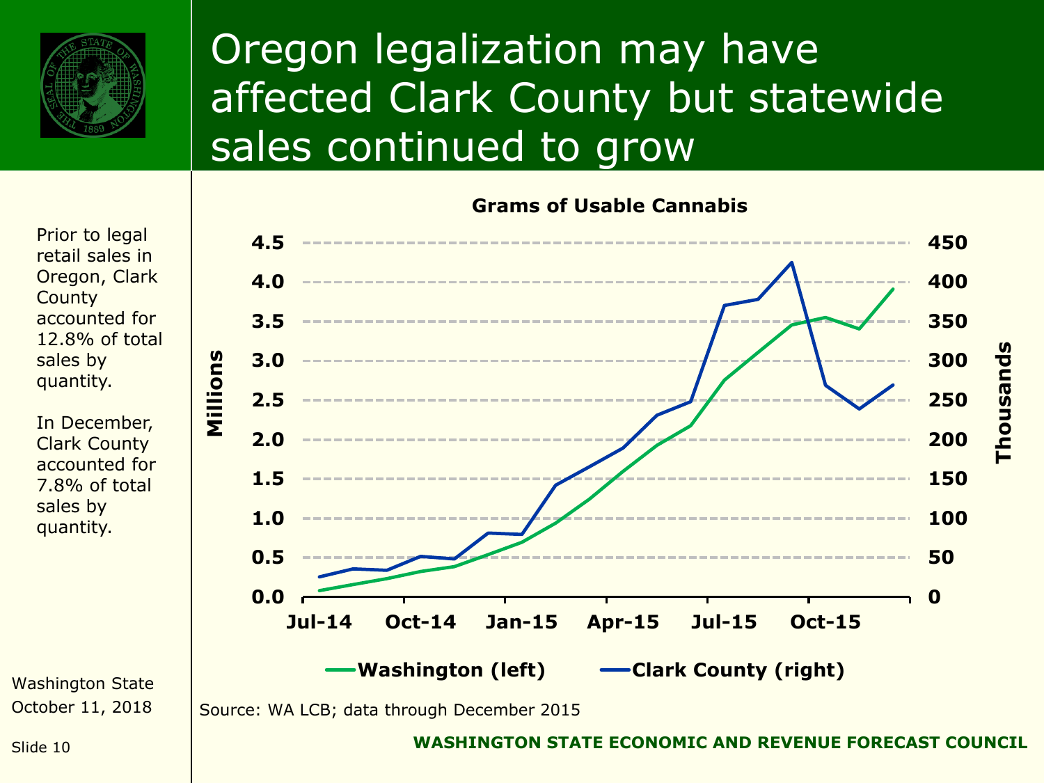# Oregon legalization may have affected Clark County but statewide sales continued to grow

Prior to legal retail sales in Oregon, Clark County accounted for 12.8% of total sales by quantity.

In December, Clark County accounted for 7.8% of total sales by quantity.

**Grams of Usable Cannabis**

Millions (left axis): 0.0, 0.5, 1.0, 1.5, 2.0, 2.5, 3.0, 3.5, 4.0, 4.5

Thousands (right axis): 0, 50, 100, 150, 200, 250, 300, 350, 400, 450

Jul-14, Oct-14, Jan-15, Apr-15, Jul-15, Oct-15

Washington (left) — Clark County (right)

Source: WA LCB; data through December 2015

WASHINGTON STATE ECONOMIC AND REVENUE FORECAST COUNCIL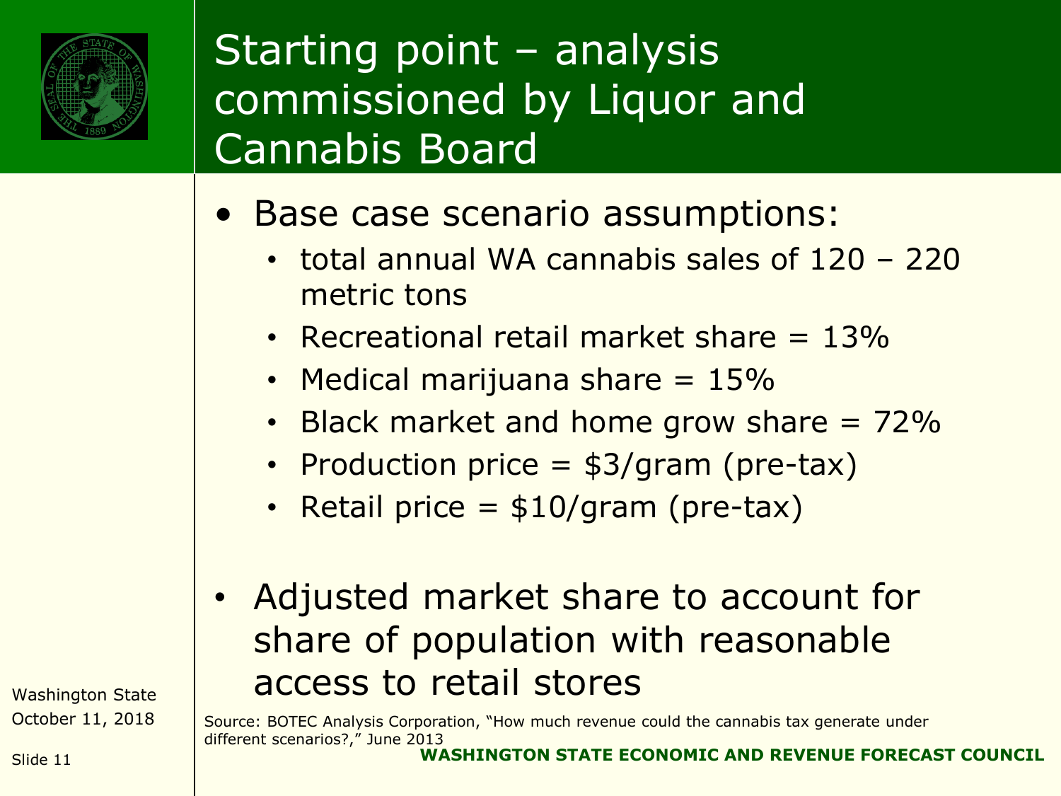# Starting point – analysis commissioned by Liquor and Cannabis Board

- Base case scenario assumptions:
  - total annual WA cannabis sales of 120 – 220 metric tons
  - Recreational retail market share = 13%
  - Medical marijuana share = 15%
  - Black market and home grow share = 72%
  - Production price = $3/gram (pre-tax)
  - Retail price = $10/gram (pre-tax)

- Adjusted market share to account for share of population with reasonable access to retail stores

Source: BOTEC Analysis Corporation, "How much revenue could the cannabis tax generate under different scenarios?," June 2013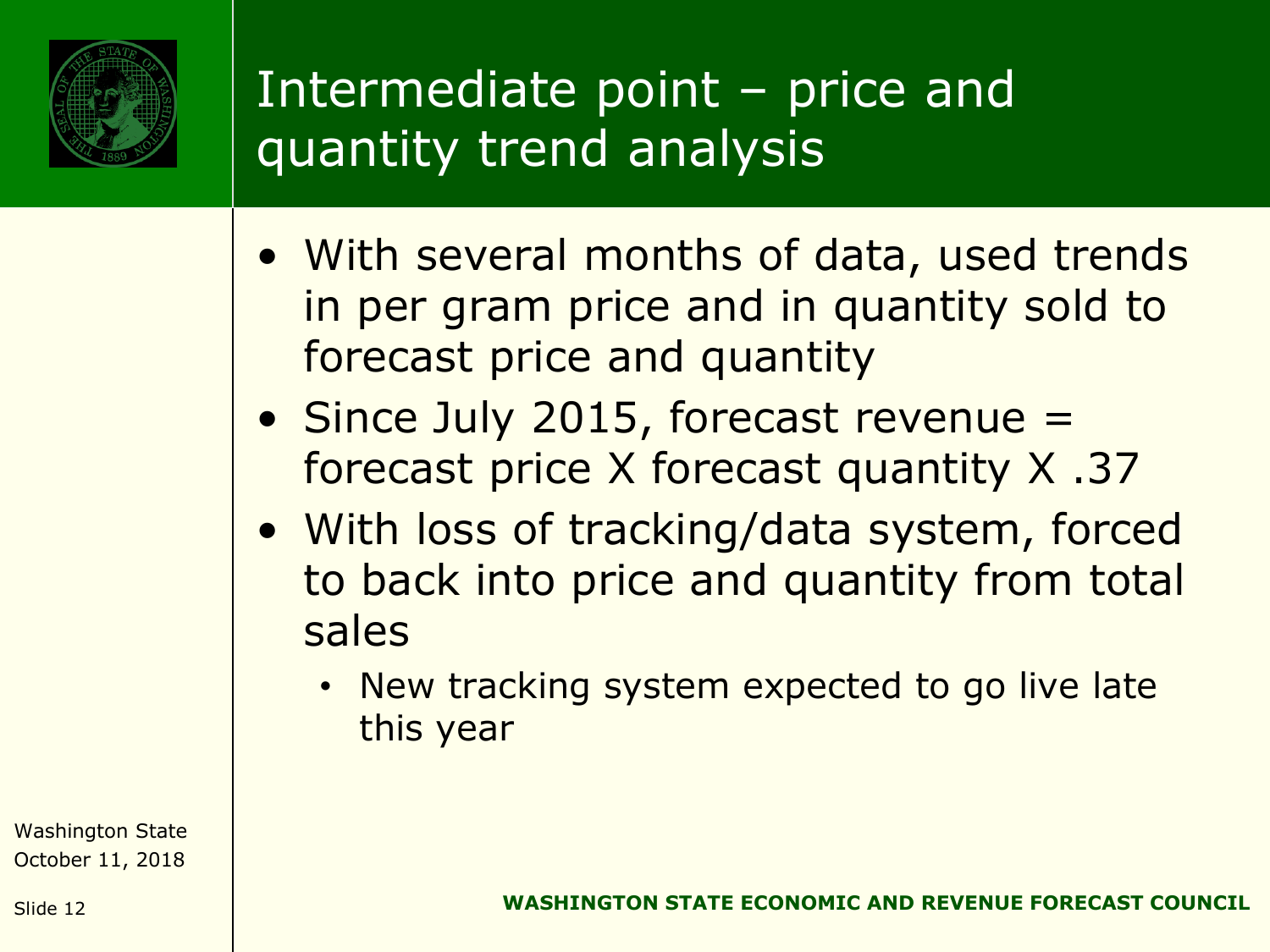# Intermediate point – price and quantity trend analysis

- With several months of data, used trends in per gram price and in quantity sold to forecast price and quantity
- Since July 2015, forecast revenue = forecast price X forecast quantity X .37
- With loss of tracking/data system, forced to back into price and quantity from total sales
  - New tracking system expected to go live late this year

Washington State
October 11, 2018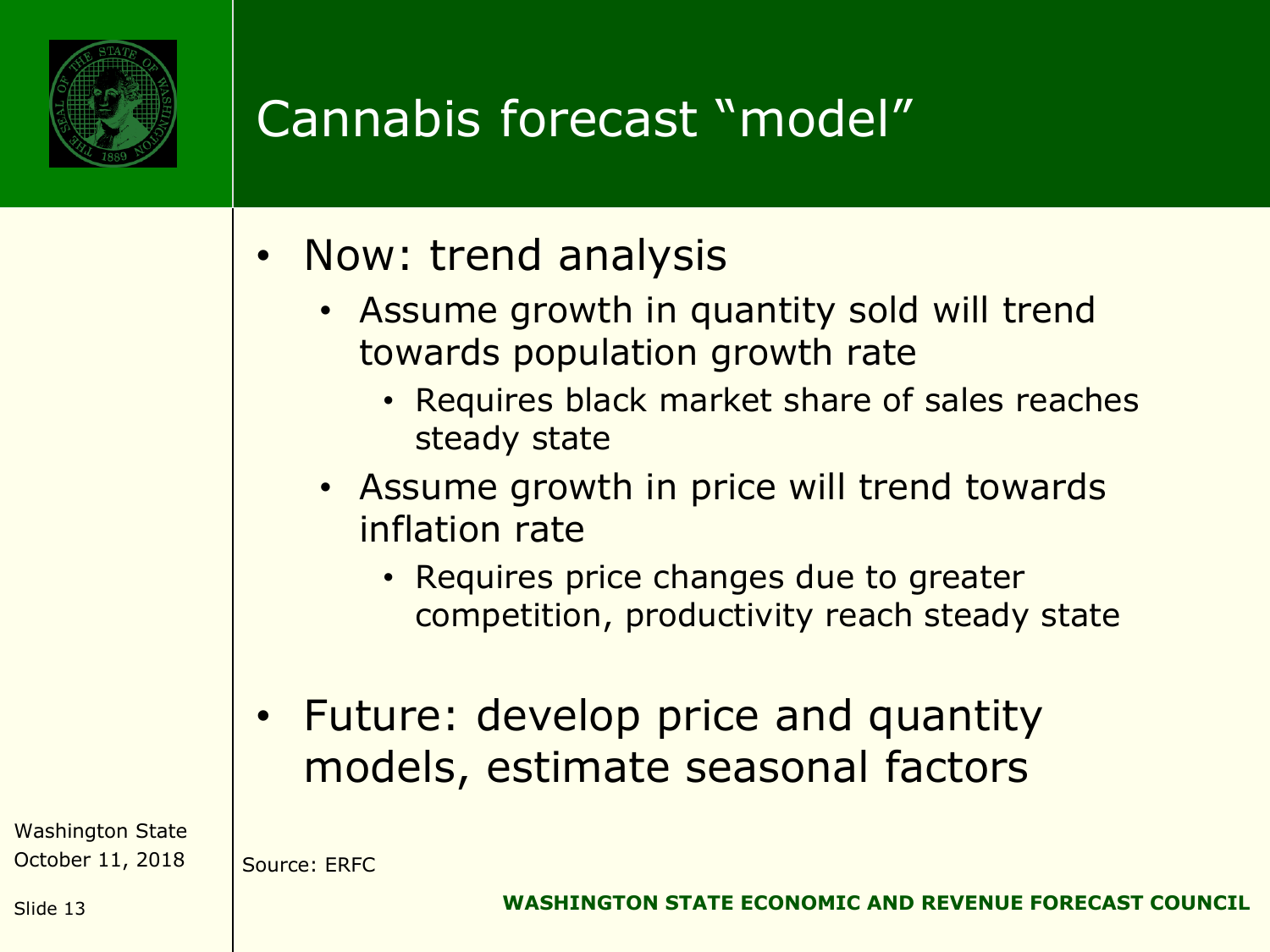# Cannabis forecast "model"

- Now: trend analysis
  - Assume growth in quantity sold will trend towards population growth rate
    - Requires black market share of sales reaches steady state
  - Assume growth in price will trend towards inflation rate
    - Requires price changes due to greater competition, productivity reach steady state
- Future: develop price and quantity models, estimate seasonal factors

Source: ERFC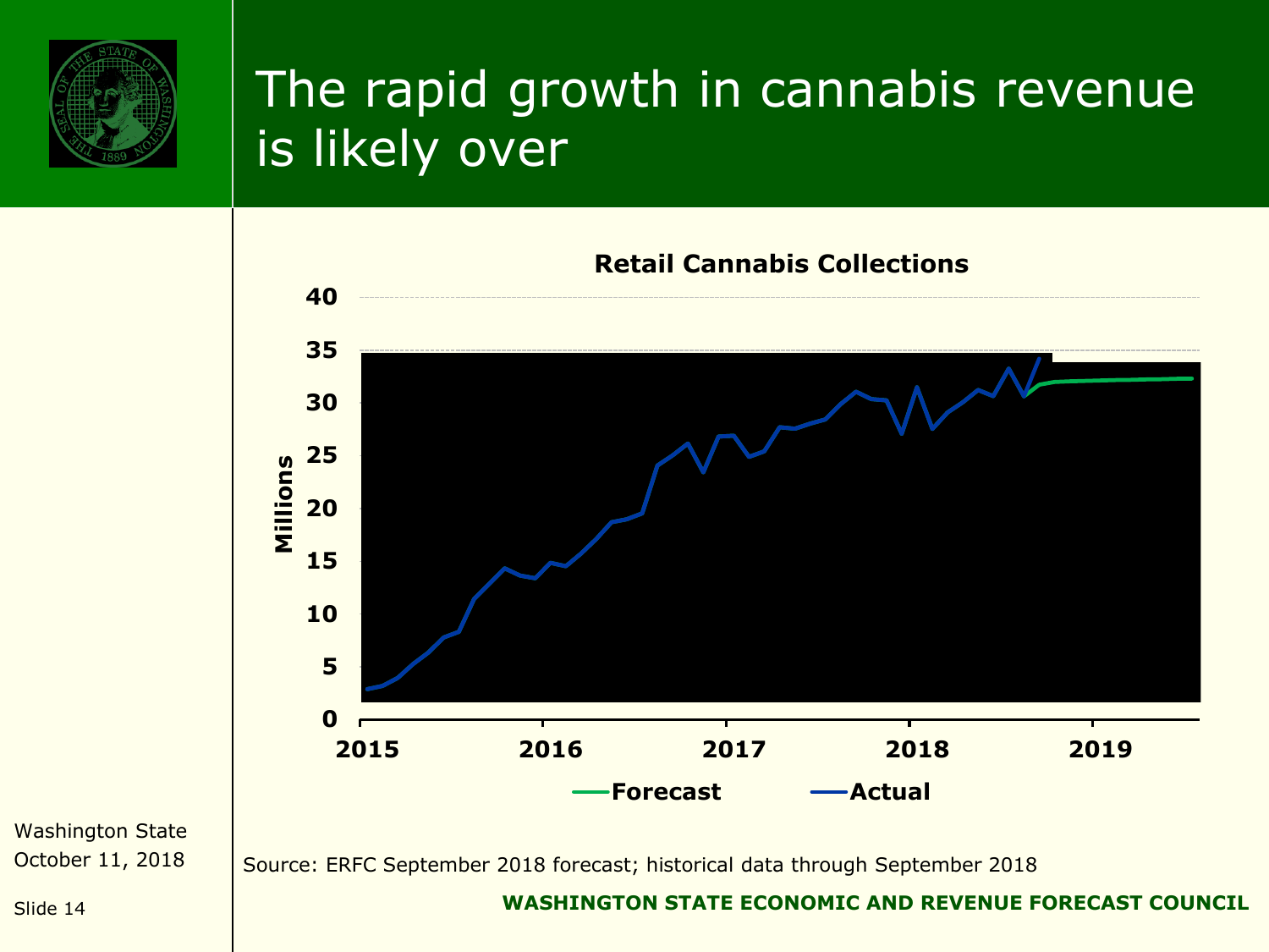# The rapid growth in cannabis revenue is likely over

**Retail Cannabis Collections**

Millions

40
35
30
25
20
15
10
5
0

2015 2016 2017 2018 2019

**Forecast** **Actual**

Source: ERFC September 2018 forecast; historical data through September 2018

Washington State
October 11, 2018

**WASHINGTON STATE ECONOMIC AND REVENUE FORECAST COUNCIL**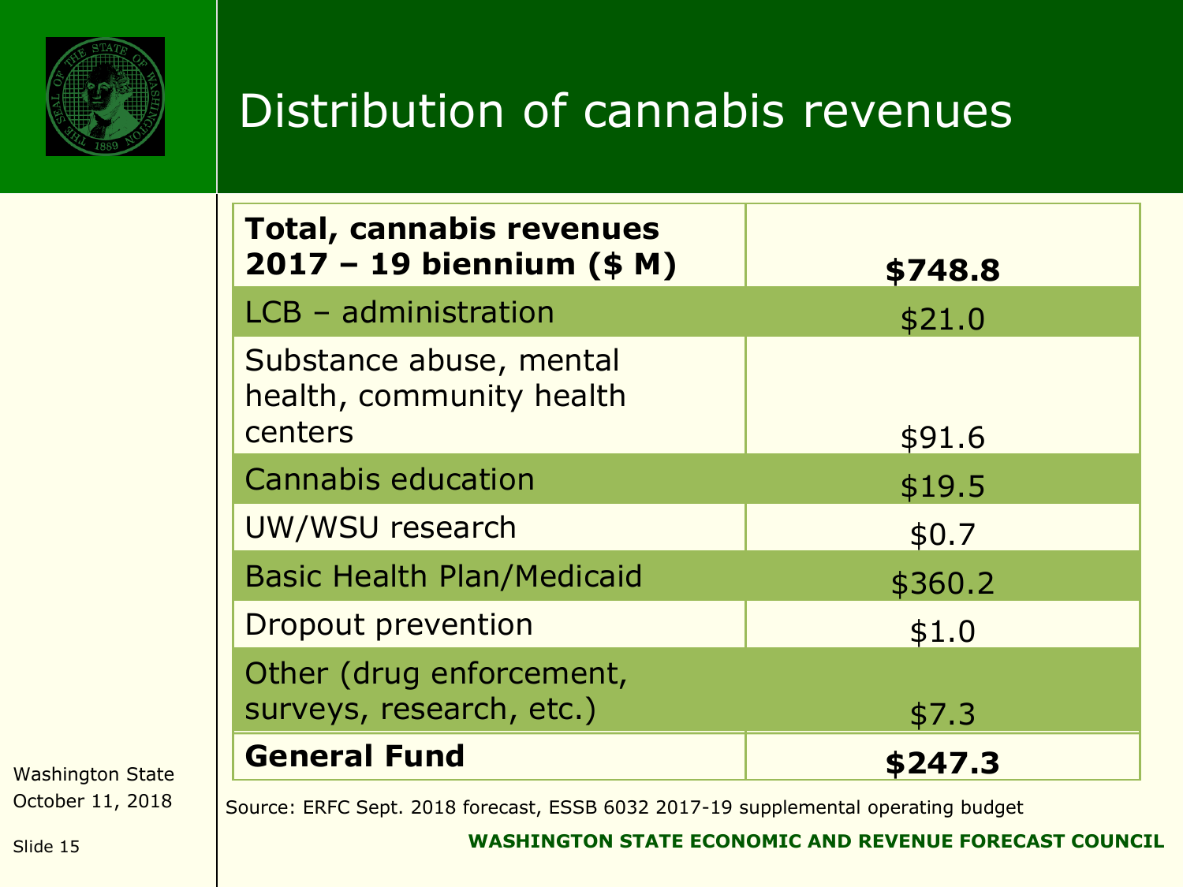# Distribution of cannabis revenues

| **Total, cannabis revenues 2017 – 19 biennium ($ M)** | **$748.8** |
|---|---|
| LCB – administration | $21.0 |
| Substance abuse, mental health, community health centers | $91.6 |
| Cannabis education | $19.5 |
| UW/WSU research | $0.7 |
| Basic Health Plan/Medicaid | $360.2 |
| Dropout prevention | $1.0 |
| Other (drug enforcement, surveys, research, etc.) | $7.3 |
| **General Fund** | **$247.3** |

Source: ERFC Sept. 2018 forecast, ESSB 6032 2017-19 supplemental operating budget

Washington State
October 11, 2018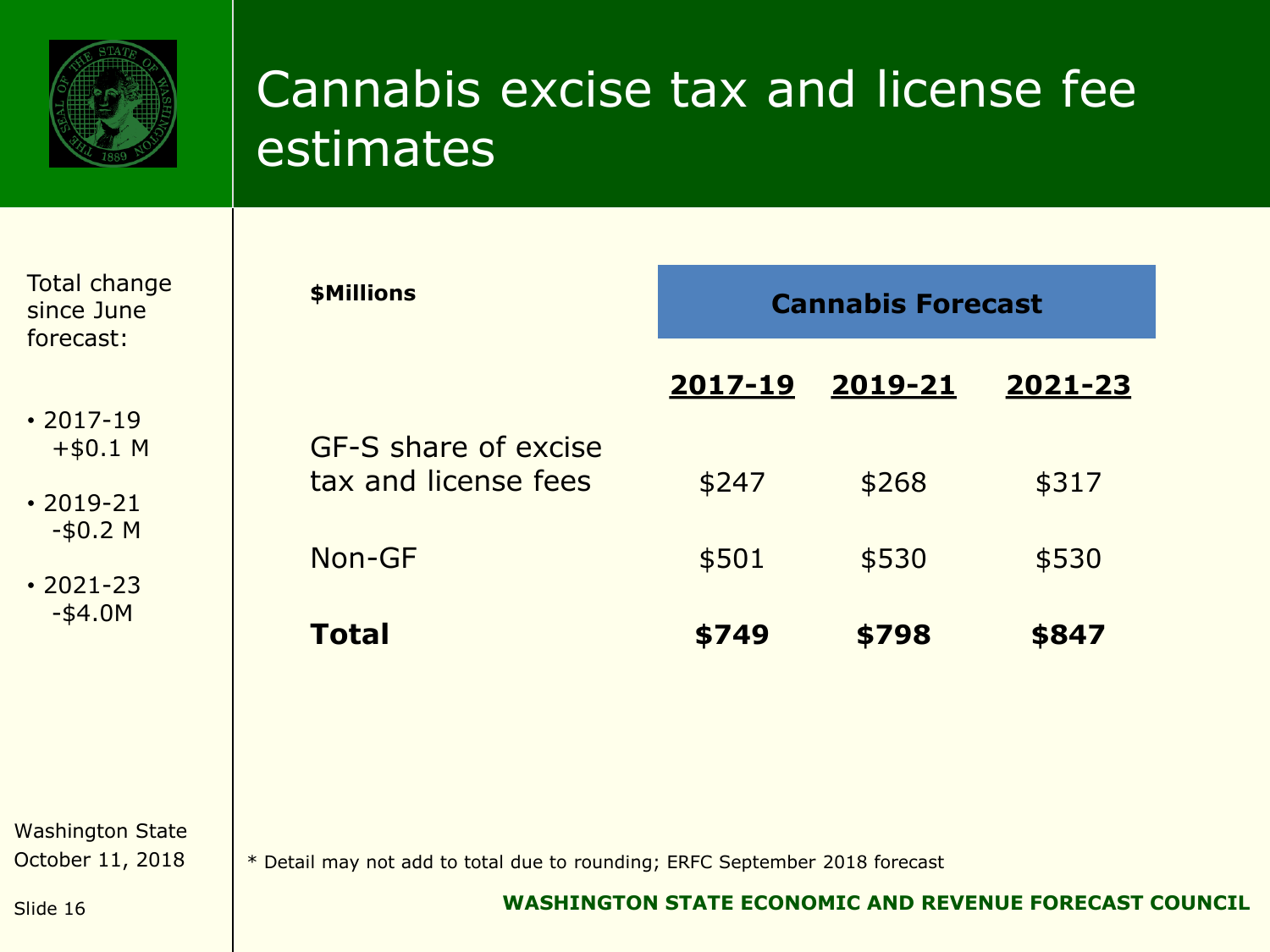# Cannabis excise tax and license fee estimates

Total change since June forecast:

- 2017-19 +$0.1 M
- 2019-21 -$0.2 M
- 2021-23 -$4.0M

| $Millions | Cannabis Forecast | | |
|---|---|---|---|
| | **2017-19** | **2019-21** | **2021-23** |
| GF-S share of excise tax and license fees | $247 | $268 | $317 |
| Non-GF | $501 | $530 | $530 |
| **Total** | **$749** | **$798** | **$847** |

\* Detail may not add to total due to rounding; ERFC September 2018 forecast

Washington State
October 11, 2018

Slide 16

**WASHINGTON STATE ECONOMIC AND REVENUE FORECAST COUNCIL**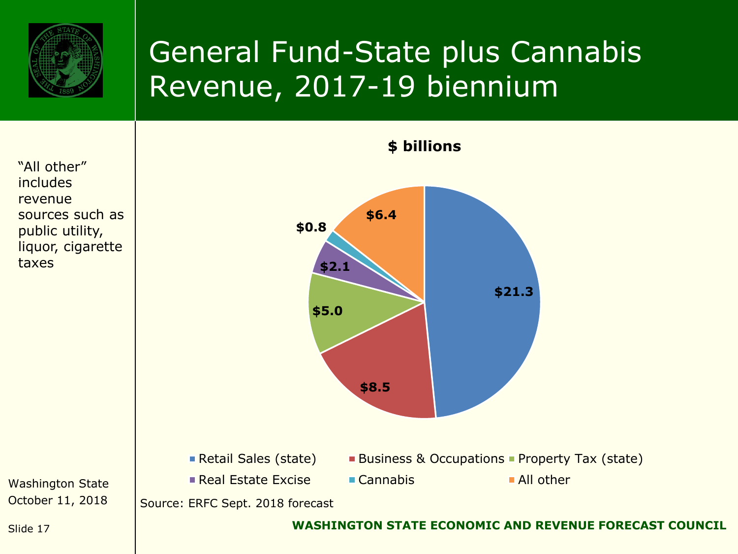# General Fund-State plus Cannabis Revenue, 2017-19 biennium

"All other" includes revenue sources such as public utility, liquor, cigarette taxes

**$ billions**

| Category | $ billions |
|---|---|
| Retail Sales (state) | $21.3 |
| Business & Occupations | $8.5 |
| Property Tax (state) | $5.0 |
| Real Estate Excise | $2.1 |
| Cannabis | $0.8 |
| All other | $6.4 |

Source: ERFC Sept. 2018 forecast

Washington State
October 11, 2018

WASHINGTON STATE ECONOMIC AND REVENUE FORECAST COUNCIL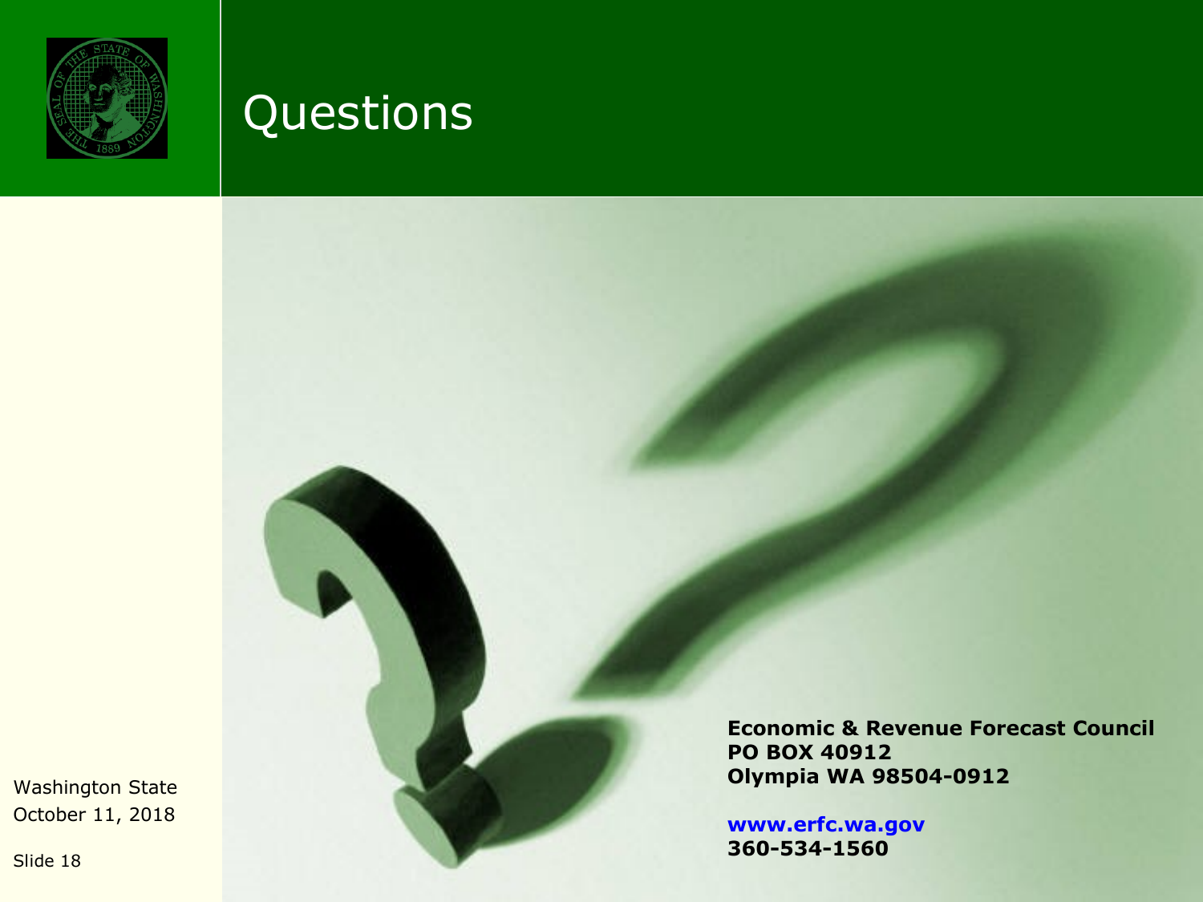# Questions

**Economic & Revenue Forecast Council**
**PO BOX 40912**
**Olympia WA 98504-0912**

**www.erfc.wa.gov**
**360-534-1560**

Washington State
October 11, 2018